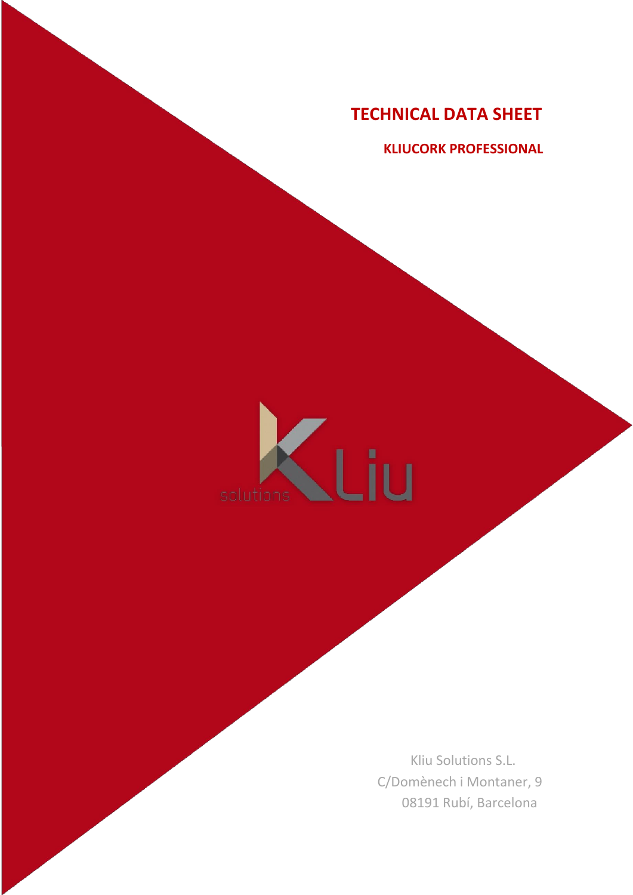# TECHNICAL DATA SHEET

## KLIUCORK PROFESSIONAL

Kliu Solutions S.L.
C/Domènech i Montaner, 9
08191 Rubí, Barcelona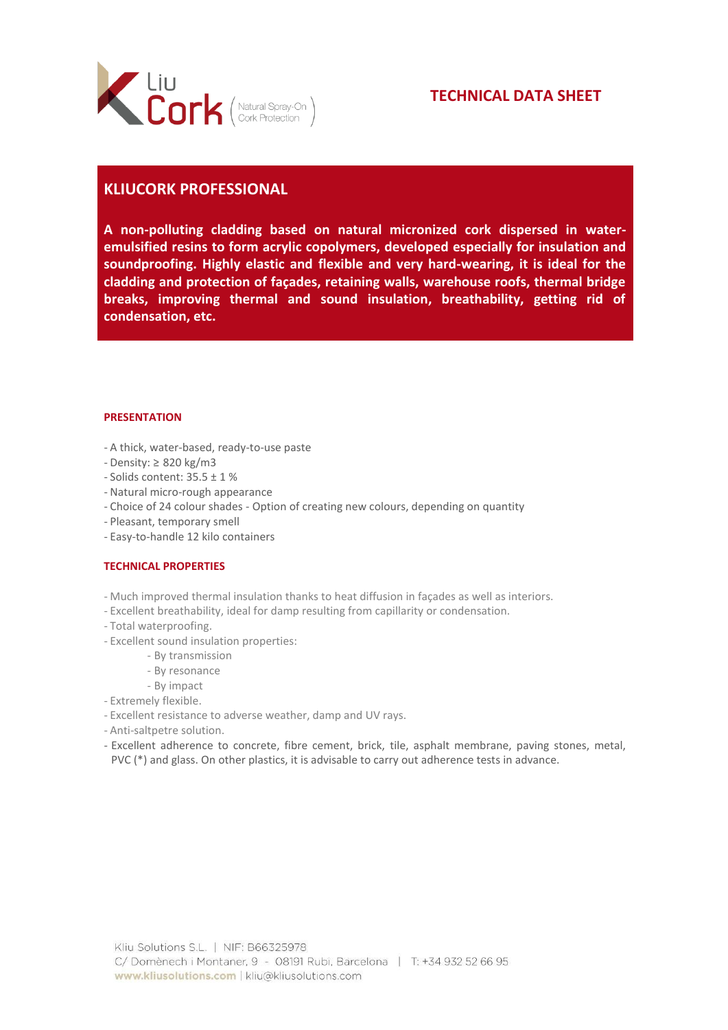# TECHNICAL DATA SHEET

## KLIUCORK PROFESSIONAL

**A non-polluting cladding based on natural micronized cork dispersed in water-emulsified resins to form acrylic copolymers, developed especially for insulation and soundproofing. Highly elastic and flexible and very hard-wearing, it is ideal for the cladding and protection of façades, retaining walls, warehouse roofs, thermal bridge breaks, improving thermal and sound insulation, breathability, getting rid of condensation, etc.**

### PRESENTATION

- A thick, water-based, ready-to-use paste
- Density: ≥ 820 kg/m3
- Solids content: 35.5 ± 1 %
- Natural micro-rough appearance
- Choice of 24 colour shades - Option of creating new colours, depending on quantity
- Pleasant, temporary smell
- Easy-to-handle 12 kilo containers

### TECHNICAL PROPERTIES

- Much improved thermal insulation thanks to heat diffusion in façades as well as interiors.
- Excellent breathability, ideal for damp resulting from capillarity or condensation.
- Total waterproofing.
- Excellent sound insulation properties:
  - By transmission
  - By resonance
  - By impact
- Extremely flexible.
- Excellent resistance to adverse weather, damp and UV rays.
- Anti-saltpetre solution.
- Excellent adherence to concrete, fibre cement, brick, tile, asphalt membrane, paving stones, metal, PVC (*) and glass. On other plastics, it is advisable to carry out adherence tests in advance.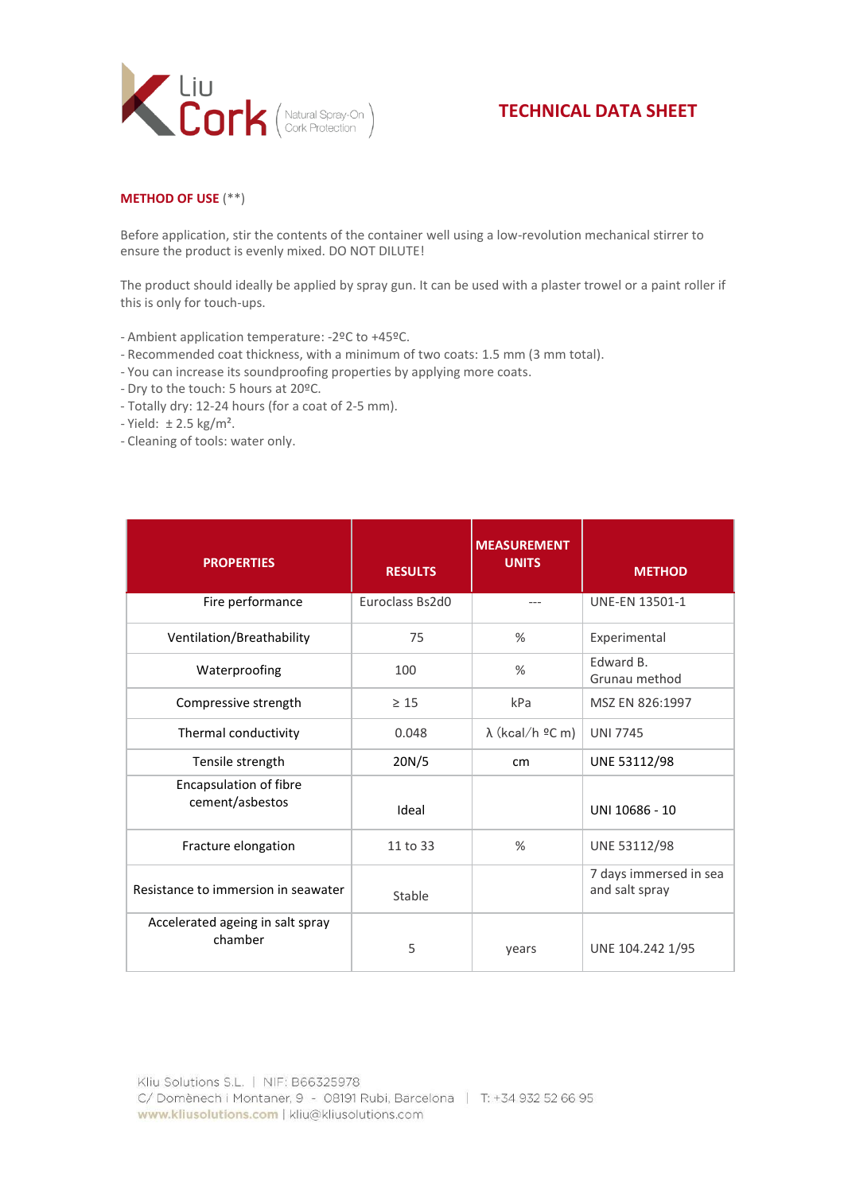# TECHNICAL DATA SHEET

**METHOD OF USE** (**)

Before application, stir the contents of the container well using a low-revolution mechanical stirrer to ensure the product is evenly mixed. DO NOT DILUTE!

The product should ideally be applied by spray gun. It can be used with a plaster trowel or a paint roller if this is only for touch-ups.

- Ambient application temperature: -2ºC to +45ºC.
- Recommended coat thickness, with a minimum of two coats: 1.5 mm (3 mm total).
- You can increase its soundproofing properties by applying more coats.
- Dry to the touch: 5 hours at 20ºC.
- Totally dry: 12-24 hours (for a coat of 2-5 mm).
- Yield: ± 2.5 kg/m².
- Cleaning of tools: water only.

| PROPERTIES | RESULTS | MEASUREMENT UNITS | METHOD |
|---|---|---|---|
| Fire performance | Euroclass Bs2d0 | --- | UNE-EN 13501-1 |
| Ventilation/Breathability | 75 | % | Experimental |
| Waterproofing | 100 | % | Edward B. Grunau method |
| Compressive strength | ≥ 15 | kPa | MSZ EN 826:1997 |
| Thermal conductivity | 0.048 | λ (kcal/h ºC m) | UNI 7745 |
| Tensile strength | 20N/5 | cm | UNE 53112/98 |
| Encapsulation of fibre cement/asbestos | Ideal | | UNI 10686 - 10 |
| Fracture elongation | 11 to 33 | % | UNE 53112/98 |
| Resistance to immersion in seawater | Stable | | 7 days immersed in sea and salt spray |
| Accelerated ageing in salt spray chamber | 5 | years | UNE 104.242 1/95 |

Kliu Solutions S.L. | NIF: B66325978
C/ Domènech i Montaner, 9 - 08191 Rubí, Barcelona | T: +34 932 52 66 95
www.kliusolutions.com | kliu@kliusolutions.com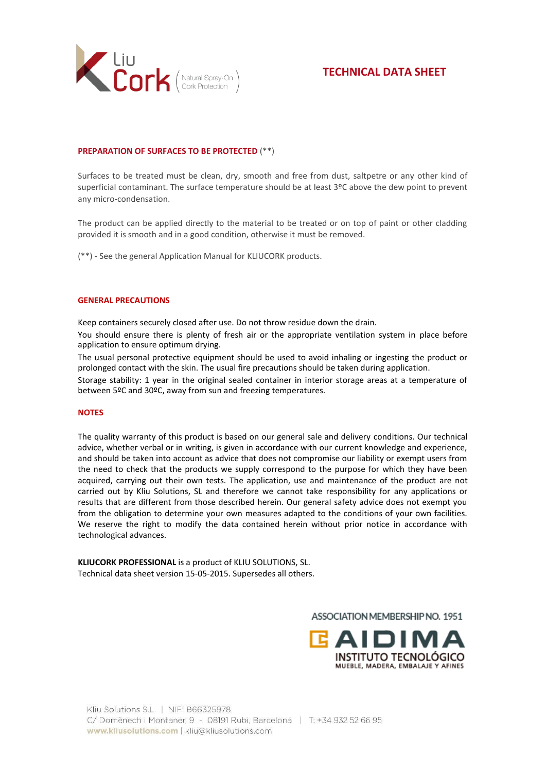## PREPARATION OF SURFACES TO BE PROTECTED (**)

Surfaces to be treated must be clean, dry, smooth and free from dust, saltpetre or any other kind of superficial contaminant. The surface temperature should be at least 3ºC above the dew point to prevent any micro-condensation.

The product can be applied directly to the material to be treated or on top of paint or other cladding provided it is smooth and in a good condition, otherwise it must be removed.

(**) - See the general Application Manual for KLIUCORK products.

## GENERAL PRECAUTIONS

Keep containers securely closed after use. Do not throw residue down the drain.

You should ensure there is plenty of fresh air or the appropriate ventilation system in place before application to ensure optimum drying.

The usual personal protective equipment should be used to avoid inhaling or ingesting the product or prolonged contact with the skin. The usual fire precautions should be taken during application.

Storage stability: 1 year in the original sealed container in interior storage areas at a temperature of between 5ºC and 30ºC, away from sun and freezing temperatures.

## NOTES

The quality warranty of this product is based on our general sale and delivery conditions. Our technical advice, whether verbal or in writing, is given in accordance with our current knowledge and experience, and should be taken into account as advice that does not compromise our liability or exempt users from the need to check that the products we supply correspond to the purpose for which they have been acquired, carrying out their own tests. The application, use and maintenance of the product are not carried out by Kliu Solutions, SL and therefore we cannot take responsibility for any applications or results that are different from those described herein. Our general safety advice does not exempt you from the obligation to determine your own measures adapted to the conditions of your own facilities. We reserve the right to modify the data contained herein without prior notice in accordance with technological advances.

**KLIUCORK PROFESSIONAL** is a product of KLIU SOLUTIONS, SL.
Technical data sheet version 15-05-2015. Supersedes all others.

ASSOCIATION MEMBERSHIP NO. 1951

AIDIMA
INSTITUTO TECNOLÓGICO
MUEBLE, MADERA, EMBALAJE Y AFINES

Kliu Solutions S.L. | NIF: B66325978
C/ Domènech i Montaner, 9 - 08191 Rubí, Barcelona | T: +34 932 52 66 95
www.kliusolutions.com | kliu@kliusolutions.com